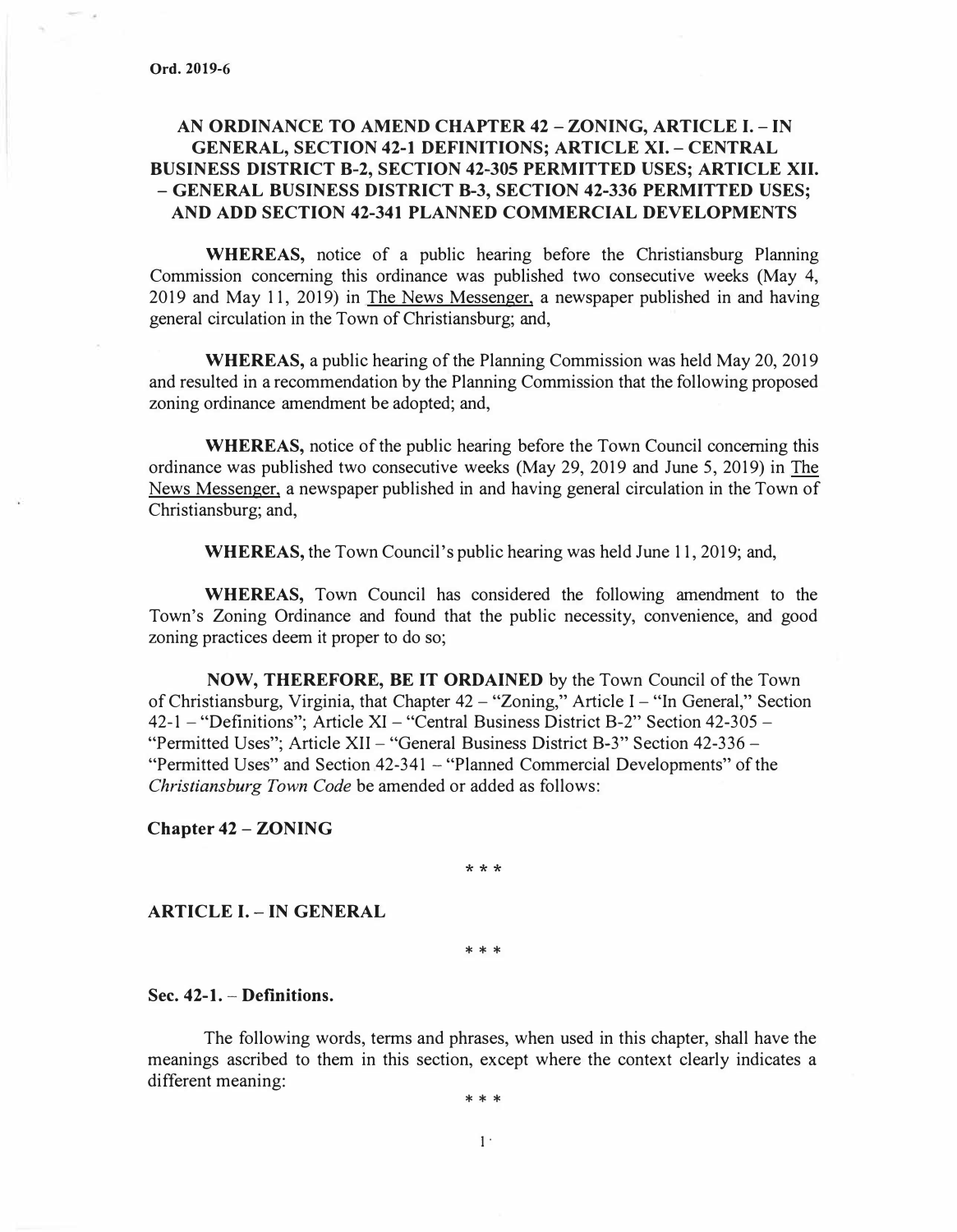Ord. 2019-6

# AN ORDINANCE TO AMEND CHAPTER 42 – ZONING, ARTICLE I. – IN GENERAL, SECTION 42-1 DEFINITIONS; ARTICLE XI. – CENTRAL BUSINESS DISTRICT B-2, SECTION 42-305 PERMITTED USES; ARTICLE XII. – GENERAL BUSINESS DISTRICT B-3, SECTION 42-336 PERMITTED USES; AND ADD SECTION 42-341 PLANNED COMMERCIAL DEVELOPMENTS

**WHEREAS,** notice of a public hearing before the Christiansburg Planning Commission concerning this ordinance was published two consecutive weeks (May 4, 2019 and May 11, 2019) in The News Messenger, a newspaper published in and having general circulation in the Town of Christiansburg; and,

**WHEREAS,** a public hearing of the Planning Commission was held May 20, 2019 and resulted in a recommendation by the Planning Commission that the following proposed zoning ordinance amendment be adopted; and,

**WHEREAS,** notice of the public hearing before the Town Council concerning this ordinance was published two consecutive weeks (May 29, 2019 and June 5, 2019) in The News Messenger, a newspaper published in and having general circulation in the Town of Christiansburg; and,

**WHEREAS,** the Town Council's public hearing was held June 11, 2019; and,

**WHEREAS,** Town Council has considered the following amendment to the Town's Zoning Ordinance and found that the public necessity, convenience, and good zoning practices deem it proper to do so;

**NOW, THEREFORE, BE IT ORDAINED** by the Town Council of the Town of Christiansburg, Virginia, that Chapter 42 – "Zoning," Article I – "In General," Section 42-1 – "Definitions"; Article XI – "Central Business District B-2" Section 42-305 – "Permitted Uses"; Article XII – "General Business District B-3" Section 42-336 – "Permitted Uses" and Section 42-341 – "Planned Commercial Developments" of the *Christiansburg Town Code* be amended or added as follows:

**Chapter 42 – ZONING**

\* \* \*

**ARTICLE I. – IN GENERAL**

\* \* \*

**Sec. 42-1. – Definitions.**

The following words, terms and phrases, when used in this chapter, shall have the meanings ascribed to them in this section, except where the context clearly indicates a different meaning:

\* \* \*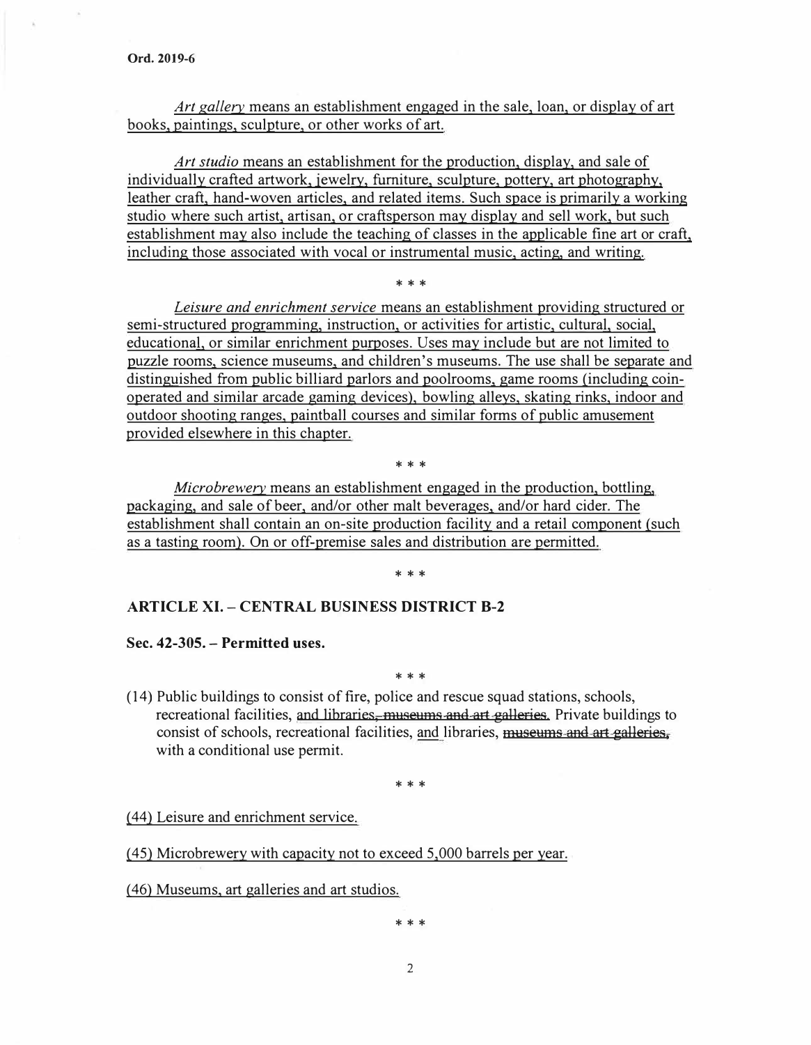*Art gallery* means an establishment engaged in the sale, loan, or display of art books, paintings, sculpture, or other works of art.

*Art studio* means an establishment for the production, display, and sale of individually crafted artwork, jewelry, furniture, sculpture, pottery, art photography, leather craft, hand-woven articles, and related items. Such space is primarily a working studio where such artist, artisan, or craftsperson may display and sell work, but such establishment may also include the teaching of classes in the applicable fine art or craft, including those associated with vocal or instrumental music, acting, and writing.

\* \* \*

*Leisure and enrichment service* means an establishment providing structured or semi-structured programming, instruction, or activities for artistic, cultural, social, educational, or similar enrichment purposes. Uses may include but are not limited to puzzle rooms, science museums, and children's museums. The use shall be separate and distinguished from public billiard parlors and poolrooms, game rooms (including coin-operated and similar arcade gaming devices), bowling alleys, skating rinks, indoor and outdoor shooting ranges, paintball courses and similar forms of public amusement provided elsewhere in this chapter.

\* \* \*

*Microbrewery* means an establishment engaged in the production, bottling, packaging, and sale of beer, and/or other malt beverages, and/or hard cider. The establishment shall contain an on-site production facility and a retail component (such as a tasting room). On or off-premise sales and distribution are permitted.

\* \* \*

## ARTICLE XI. – CENTRAL BUSINESS DISTRICT B-2

### Sec. 42-305. – Permitted uses.

\* \* \*

(14) Public buildings to consist of fire, police and rescue squad stations, schools, recreational facilities, and libraries~~, museums and art galleries~~. Private buildings to consist of schools, recreational facilities, and libraries, ~~museums and art galleries,~~ with a conditional use permit.

\* \* \*

(44) Leisure and enrichment service.

(45) Microbrewery with capacity not to exceed 5,000 barrels per year.

(46) Museums, art galleries and art studios.

\* \* \*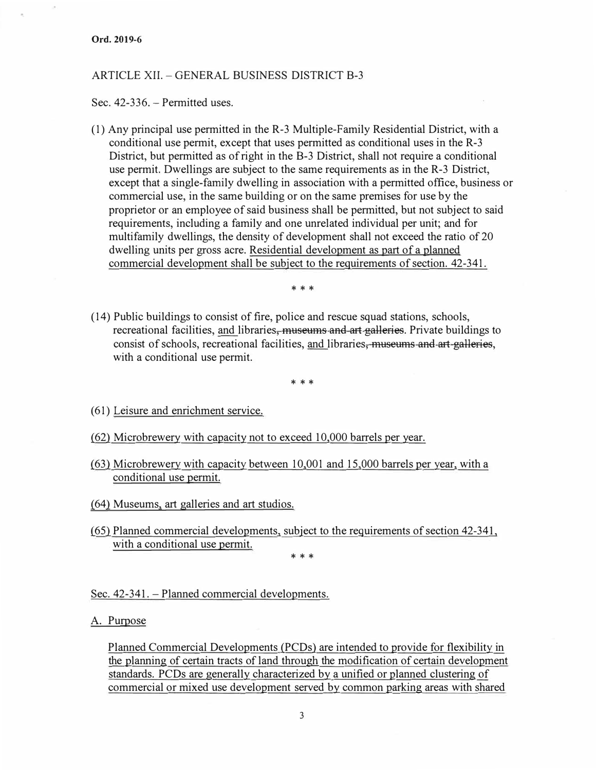**Ord. 2019-6**

ARTICLE XII. – GENERAL BUSINESS DISTRICT B-3

Sec. 42-336. – Permitted uses.

(1) Any principal use permitted in the R-3 Multiple-Family Residential District, with a conditional use permit, except that uses permitted as conditional uses in the R-3 District, but permitted as of right in the B-3 District, shall not require a conditional use permit. Dwellings are subject to the same requirements as in the R-3 District, except that a single-family dwelling in association with a permitted office, business or commercial use, in the same building or on the same premises for use by the proprietor or an employee of said business shall be permitted, but not subject to said requirements, including a family and one unrelated individual per unit; and for multifamily dwellings, the density of development shall not exceed the ratio of 20 dwelling units per gross acre. <u>Residential development as part of a planned commercial development shall be subject to the requirements of section. 42-341.</u>

\* \* \*

(14) Public buildings to consist of fire, police and rescue squad stations, schools, recreational facilities, <u>and</u> libraries~~, museums and art galleries~~. Private buildings to consist of schools, recreational facilities, <u>and</u> libraries~~, museums and art galleries~~, with a conditional use permit.

\* \* \*

(61) <u>Leisure and enrichment service.</u>

<u>(62) Microbrewery with capacity not to exceed 10,000 barrels per year.</u>

<u>(63) Microbrewery with capacity between 10,001 and 15,000 barrels per year, with a conditional use permit.</u>

<u>(64) Museums, art galleries and art studios.</u>

<u>(65) Planned commercial developments, subject to the requirements of section 42-341, with a conditional use permit.</u>

\* \* \*

<u>Sec. 42-341. – Planned commercial developments.</u>

<u>A. Purpose</u>

<u>Planned Commercial Developments (PCDs) are intended to provide for flexibility in the planning of certain tracts of land through the modification of certain development standards. PCDs are generally characterized by a unified or planned clustering of commercial or mixed use development served by common parking areas with shared</u>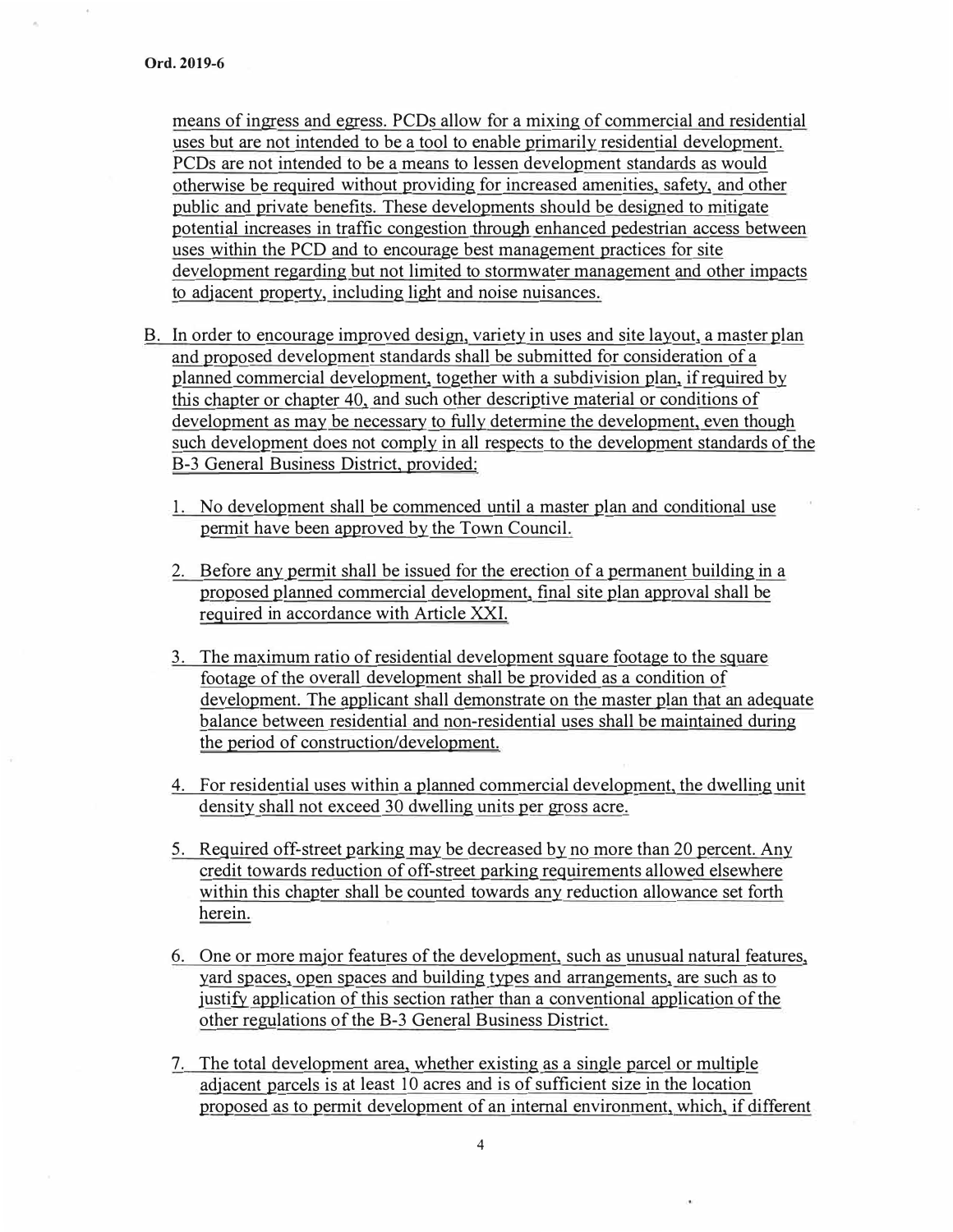means of ingress and egress. PCDs allow for a mixing of commercial and residential uses but are not intended to be a tool to enable primarily residential development. PCDs are not intended to be a means to lessen development standards as would otherwise be required without providing for increased amenities, safety, and other public and private benefits. These developments should be designed to mitigate potential increases in traffic congestion through enhanced pedestrian access between uses within the PCD and to encourage best management practices for site development regarding but not limited to stormwater management and other impacts to adjacent property, including light and noise nuisances.

B. In order to encourage improved design, variety in uses and site layout, a master plan and proposed development standards shall be submitted for consideration of a planned commercial development, together with a subdivision plan, if required by this chapter or chapter 40, and such other descriptive material or conditions of development as may be necessary to fully determine the development, even though such development does not comply in all respects to the development standards of the B-3 General Business District, provided:

   1. No development shall be commenced until a master plan and conditional use permit have been approved by the Town Council.

   2. Before any permit shall be issued for the erection of a permanent building in a proposed planned commercial development, final site plan approval shall be required in accordance with Article XXI.

   3. The maximum ratio of residential development square footage to the square footage of the overall development shall be provided as a condition of development. The applicant shall demonstrate on the master plan that an adequate balance between residential and non-residential uses shall be maintained during the period of construction/development.

   4. For residential uses within a planned commercial development, the dwelling unit density shall not exceed 30 dwelling units per gross acre.

   5. Required off-street parking may be decreased by no more than 20 percent. Any credit towards reduction of off-street parking requirements allowed elsewhere within this chapter shall be counted towards any reduction allowance set forth herein.

   6. One or more major features of the development, such as unusual natural features, yard spaces, open spaces and building types and arrangements, are such as to justify application of this section rather than a conventional application of the other regulations of the B-3 General Business District.

   7. The total development area, whether existing as a single parcel or multiple adjacent parcels is at least 10 acres and is of sufficient size in the location proposed as to permit development of an internal environment, which, if different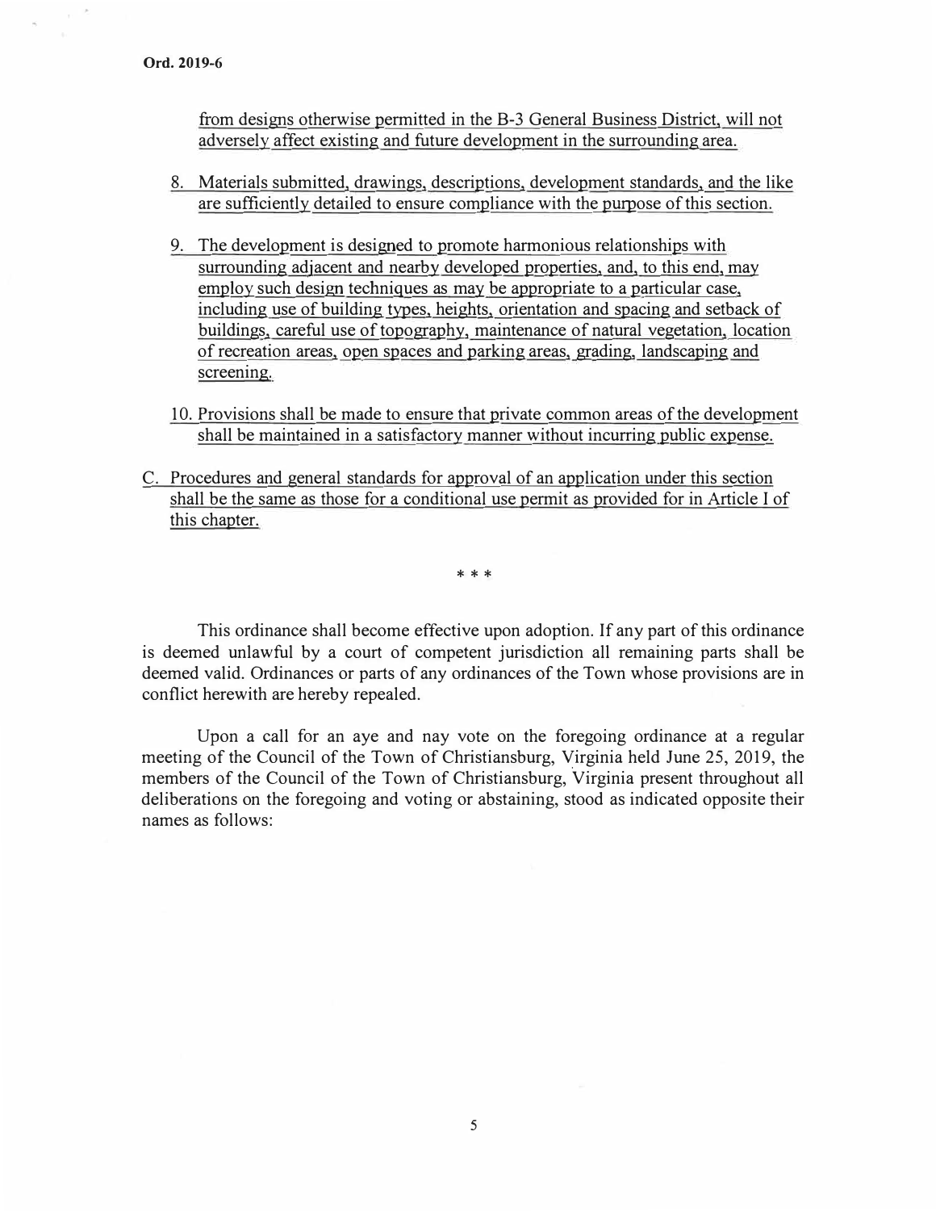from designs otherwise permitted in the B-3 General Business District, will not adversely affect existing and future development in the surrounding area.

8. Materials submitted, drawings, descriptions, development standards, and the like are sufficiently detailed to ensure compliance with the purpose of this section.

9. The development is designed to promote harmonious relationships with surrounding adjacent and nearby developed properties, and, to this end, may employ such design techniques as may be appropriate to a particular case, including use of building types, heights, orientation and spacing and setback of buildings, careful use of topography, maintenance of natural vegetation, location of recreation areas, open spaces and parking areas, grading, landscaping and screening.

10. Provisions shall be made to ensure that private common areas of the development shall be maintained in a satisfactory manner without incurring public expense.

C. Procedures and general standards for approval of an application under this section shall be the same as those for a conditional use permit as provided for in Article I of this chapter.

\* \* \*

This ordinance shall become effective upon adoption. If any part of this ordinance is deemed unlawful by a court of competent jurisdiction all remaining parts shall be deemed valid. Ordinances or parts of any ordinances of the Town whose provisions are in conflict herewith are hereby repealed.

Upon a call for an aye and nay vote on the foregoing ordinance at a regular meeting of the Council of the Town of Christiansburg, Virginia held June 25, 2019, the members of the Council of the Town of Christiansburg, Virginia present throughout all deliberations on the foregoing and voting or abstaining, stood as indicated opposite their names as follows: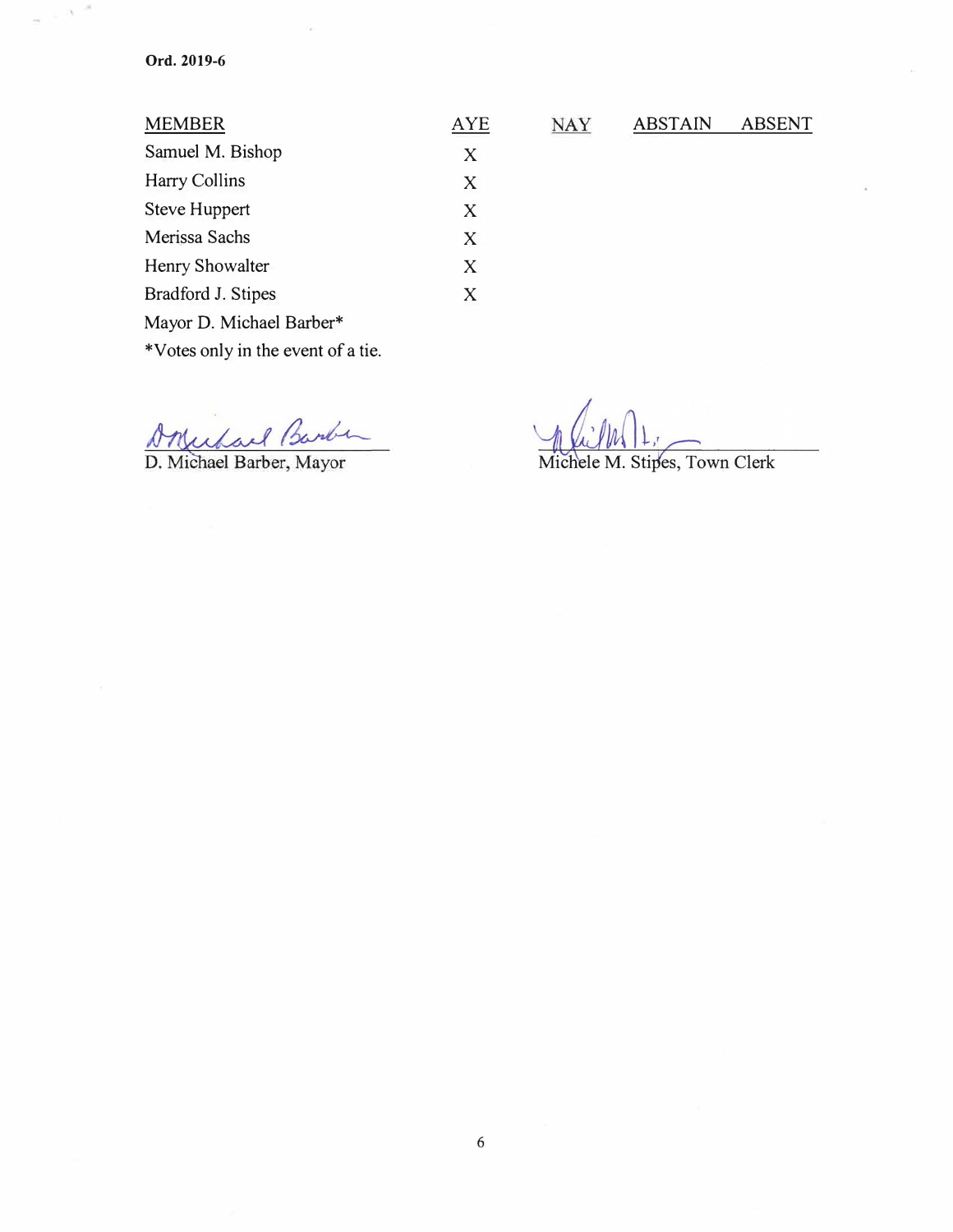**Ord. 2019-6**

| MEMBER | AYE | NAY | ABSTAIN | ABSENT |
|---|---|---|---|---|
| Samuel M. Bishop | X | | | |
| Harry Collins | X | | | |
| Steve Huppert | X | | | |
| Merissa Sachs | X | | | |
| Henry Showalter | X | | | |
| Bradford J. Stipes | X | | | |
| Mayor D. Michael Barber* | | | | |

*Votes only in the event of a tie.

D. Michael Barber, Mayor

Michele M. Stipes, Town Clerk